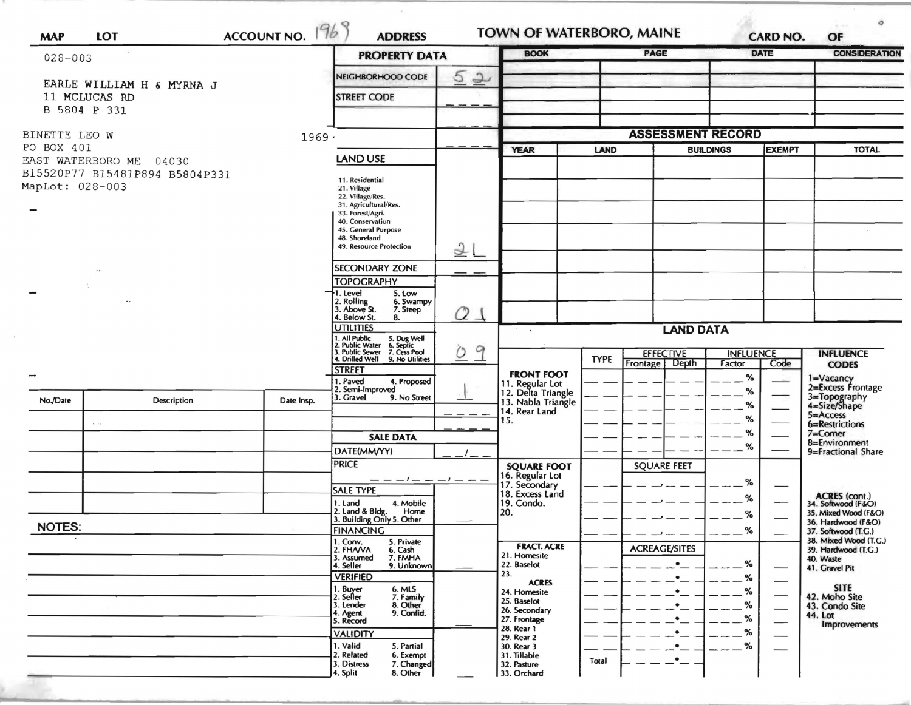MAP LOT ACCOUNT NO. 1969 ADDRESS **TOWN OF WATERBORO, MAINE** CARD NO. OF

028-003

EARLE WILLIAM H & MYRNA J
11 MCLUCAS RD
B 5804 P 331

BINETTE LEO W 1969
PO BOX 401
EAST WATERBORO ME 04030
B15520P77 B15481P894 B5804P331
MapLot: 028-003

| No./Date | Description | Date Insp. |
|---|---|---|
| | | |
| | | |
| | | |
| | | |
| | | |
| | | |

**NOTES:**

## PROPERTY DATA

| | |
|---|---|
| NEIGHBORHOOD CODE | 52 |
| STREET CODE | |
| LAND USE<br>11. Residential<br>21. Village<br>22. Village/Res.<br>31. Agricultural/Res.<br>33. Forest/Agri.<br>40. Conservation<br>45. General Purpose<br>48. Shoreland<br>49. Resource Protection | 21 |
| SECONDARY ZONE | |
| TOPOGRAPHY<br>1. Level 5. Low<br>2. Rolling 6. Swampy<br>3. Above St. 7. Steep<br>4. Below St. 8. | 01 |
| UTILITIES<br>1. All Public 5. Dug Well<br>2. Public Water 6. Septic<br>3. Public Sewer 7. Cess Pool<br>4. Drilled Well 9. No Utilities | 09 |
| STREET<br>1. Paved 4. Proposed<br>2. Semi-Improved<br>3. Gravel 9. No Street | 1 |

## SALE DATA

| | |
|---|---|
| DATE(MM/YY) | |
| PRICE | |
| SALE TYPE<br>1. Land 4. Mobile Home<br>2. Land & Bldg.<br>3. Building Only 5. Other | |
| FINANCING<br>1. Conv. 5. Private<br>2. FHA/VA 6. Cash<br>3. Assumed 7. FMHA<br>4. Seller 9. Unknown | |
| VERIFIED<br>1. Buyer 6. MLS<br>2. Seller 7. Family<br>3. Lender 8. Other<br>4. Agent 9. Confid.<br>5. Record | |
| VALIDITY<br>1. Valid 5. Partial<br>2. Related 6. Exempt<br>3. Distress 7. Changed<br>4. Split 8. Other | |

| BOOK | PAGE | DATE | CONSIDERATION |
|---|---|---|---|
| | | | |
| | | | |
| | | | |
| | | | |

## ASSESSMENT RECORD

| YEAR | LAND | BUILDINGS | EXEMPT | TOTAL |
|---|---|---|---|---|
| | | | | |
| | | | | |
| | | | | |
| | | | | |
| | | | | |
| | | | | |

## LAND DATA

| | TYPE | EFFECTIVE Frontage | EFFECTIVE Depth | INFLUENCE Factor | INFLUENCE Code |
|---|---|---|---|---|---|
| **FRONT FOOT**<br>11. Regular Lot<br>12. Delta Triangle<br>13. Nabla Triangle<br>14. Rear Land<br>15. | | | | % | |
| | | **SQUARE FEET** | | | |
| **SQUARE FOOT**<br>16. Regular Lot<br>17. Secondary<br>18. Excess Land<br>19. Condo.<br>20. | | | | % | |
| | | **ACREAGE/SITES** | | | |
| **FRACT. ACRE**<br>21. Homesite<br>22. Baselot<br>23.<br>**ACRES**<br>24. Homesite<br>25. Baselot<br>26. Secondary<br>27. Frontage<br>28. Rear 1<br>29. Rear 2<br>30. Rear 3<br>31. Tillable<br>32. Pasture<br>33. Orchard | Total | | | % | |

**INFLUENCE CODES**
1=Vacancy
2=Excess Frontage
3=Topography
4=Size/Shape
5=Access
6=Restrictions
7=Corner
8=Environment
9=Fractional Share

**ACRES (cont.)**
34. Softwood (F&O)
35. Mixed Wood (F&O)
36. Hardwood (F&O)
37. Softwood (T.G.)
38. Mixed Wood (T.G.)
39. Hardwood (T.G.)
40. Waste
41. Gravel Pit

**SITE**
42. Moho Site
43. Condo Site
44. Lot Improvements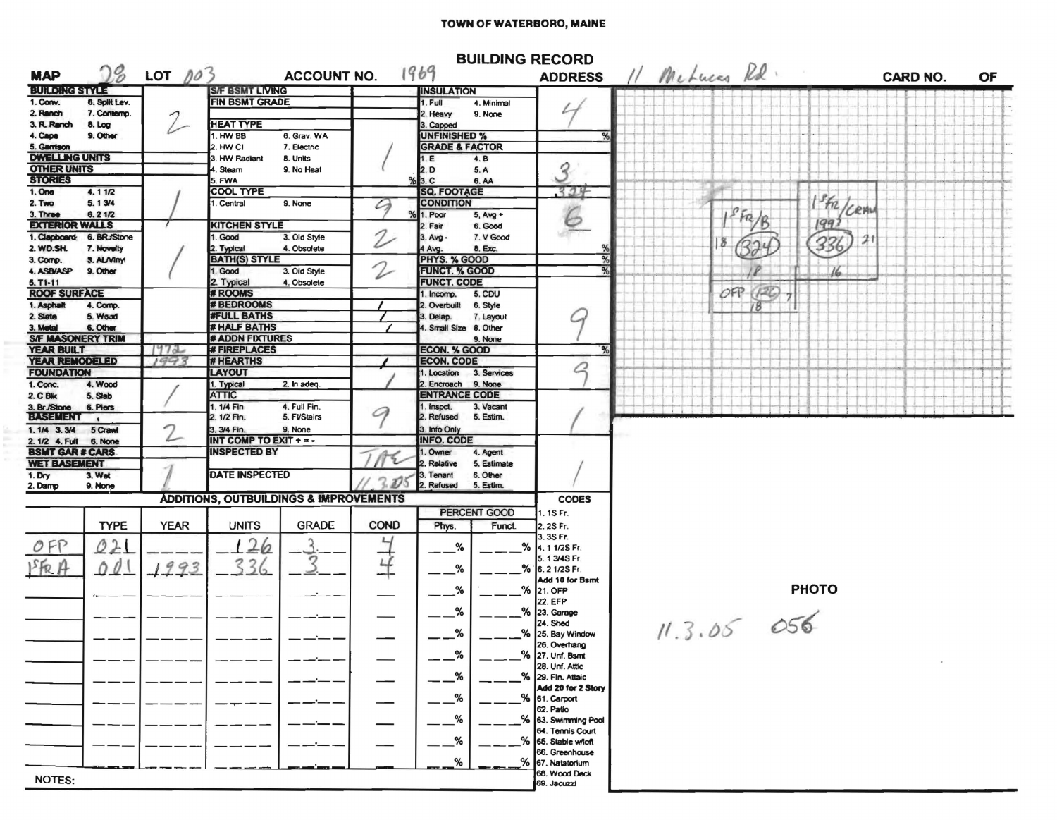**TOWN OF WATERBORO, MAINE**

## BUILDING RECORD

**MAP** 28 **LOT** 003 **ACCOUNT NO.** 1969 **ADDRESS** 11 McLucas Rd. **CARD NO.** **OF**

| | | | | | |
|---|---|---|---|---|---|
| **BUILDING STYLE** 1. Conv. 6. Split Lev. 2. Ranch 7. Contemp. 3. R. Ranch 8. Log 4. Cape 9. Other 5. Garrison | 2 | **S/F BSMT LIVING** | | **INSULATION** 1. Full 4. Minimal 2. Heavy 9. None 3. Capped | 4 |
| **DWELLING UNITS** | | **FIN BSMT GRADE** | | **UNFINISHED %** | % |
| **OTHER UNITS** | | **HEAT TYPE** 1. HW BB 6. Grav. WA 2. HW CI 7. Electric 3. HW Radiant 8. Units 4. Steam 9. No Heat 5. FWA | 1 % | **GRADE & FACTOR** 1. E 4. B 2. D 5. A 3. C 6. AA | 3 |
| **STORIES** 1. One 4. 1 1/2 2. Two 5. 1 3/4 3. Three 6. 2 1/2 | 1 | **COOL TYPE** 1. Central 9. None | 9 % | **SQ. FOOTAGE** | 324 |
| **EXTERIOR WALLS** 1. Clapboard 6. BR./Stone 2. WD.SH. 7. Novelty 3. Comp. 8. AL/Vinyl 4. ASB/ASP 9. Other 5. T1-11 | 1 | **KITCHEN STYLE** 1. Good 3. Old Style 2. Typical 4. Obsolete | 2 | **CONDITION** 1. Poor 5. Avg + 2. Fair 6. Good 3. Avg - 7. V Good 4. Avg. 8. Exc. | 6 |
| | | **BATH(S) STYLE** 1. Good 3. Old Style 2. Typical 4. Obsolete | 2 | **PHYS. % GOOD** | % |
| **ROOF SURFACE** 1. Asphalt 4. Comp. 2. Slate 5. Wood 3. Metal 6. Other | 1 | **# ROOMS** | | **FUNCT. % GOOD** | % |
| | | **# BEDROOMS** | 1 | **FUNCT. CODE** 1. Incomp. 5. CDU 2. Overbuilt 6. Style 3. Delap. 7. Layout 4. Small Size 8. Other 9. None | 9 |
| | | **#FULL BATHS** | 1 | | |
| | | **# HALF BATHS** | 1 | | |
| **S/F MASONERY TRIM** | | **# ADDN FIXTURES** | | | |
| **YEAR BUILT** | 1972 | **# FIREPLACES** | | **ECON. % GOOD** | % |
| **YEAR REMODELED** | 1993 | **# HEARTHS** | 1 | **ECON. CODE** 1. Location 3. Services 2. Encroach 9. None | 9 |
| **FOUNDATION** 1. Conc. 4. Wood 2. C Blk 5. Slab 3. Br./Stone 6. Piers | 1 | **LAYOUT** 1. Typical 2. In adeq. | 1 | | |
| **BASEMENT** 1. 1/4 3. 3/4 5 Crawl 2. 1/2 4. Full 6. None | 2 | **ATTIC** 1. 1/4 Fin 4. Full Fin. 2. 1/2 Fin. 5. Fl/Stairs 3. 3/4 Fin. 9. None | 9 | **ENTRANCE CODE** 1. Inspct. 3. Vacant 2. Refused 5. Estim. 3. Info Only | 1 |
| **BSMT GAR # CARS** | | **INT COMP TO EXIT + = -** | | **INFO. CODE** 1. Owner 4. Agent 2. Relative 5. Estimate 3. Tenant 6. Other 2. Refused 5. Estim. | 1 |
| **WET BASEMENT** 1. Dry 3. Wet 2. Damp 9. None | 1 | **INSPECTED BY** | TAE | | |
| | | **DATE INSPECTED** | 11.3.05 | | |

Sketch: 1st Fr/B 18 (324) 18; 1st Fr/Cram 1993 (336) 21 16; OFP (126) 7 18

### ADDITIONS, OUTBUILDINGS & IMPROVEMENTS

| | TYPE | YEAR | UNITS | GRADE | COND | PERCENT GOOD Phys. | Funct. |
|---|---|---|---|---|---|---|---|
| OFP | 021 | | 126 | 3 | 4 | % | % |
| 1st Fr A | 001 | 1993 | 336 | 3 | 4 | % | % |
| | | | | | | % | % |
| | | | | | | % | % |
| | | | | | | % | % |
| | | | | | | % | % |
| | | | | | | % | % |
| | | | | | | % | % |
| | | | | | | % | % |
| | | | | | | % | % |
| | | | | | | % | % |

**NOTES:**

**CODES**
1. 1S Fr.
2. 2S Fr.
3. 3S Fr.
4. 1 1/2S Fr.
5. 1 3/4S Fr.
6. 2 1/2S Fr.

Add 10 for Bsmt
21. OFP
22. EFP
23. Garage
24. Shed
25. Bay Window
26. Overhang
27. Unf. Bsmt
28. Unf. Attic
29. Fin. Attaic

Add 20 for 2 Story
61. Carport
62. Patio
63. Swimming Pool
64. Tennis Court
65. Stable w/loft
66. Greenhouse
67. Natatorium
68. Wood Deck
69. Jacuzzi

**PHOTO**

11.3.05 056